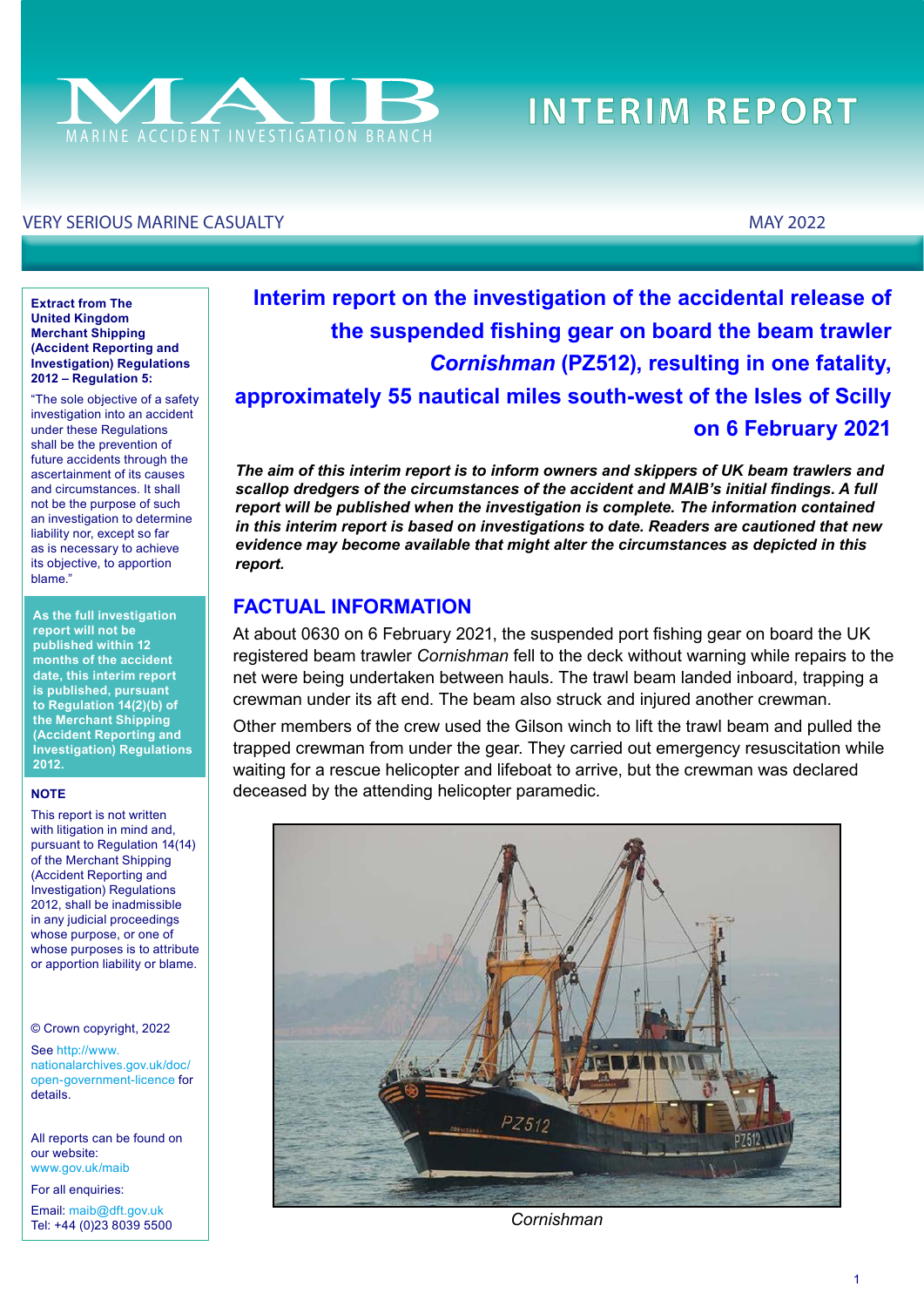# MAIB
MARINE ACCIDENT INVESTIGATION BRANCH

# INTERIM REPORT

VERY SERIOUS MARINE CASUALTY

MAY 2022

## Interim report on the investigation of the accidental release of the suspended fishing gear on board the beam trawler *Cornishman* (PZ512), resulting in one fatality, approximately 55 nautical miles south-west of the Isles of Scilly on 6 February 2021

***The aim of this interim report is to inform owners and skippers of UK beam trawlers and scallop dredgers of the circumstances of the accident and MAIB's initial findings. A full report will be published when the investigation is complete. The information contained in this interim report is based on investigations to date. Readers are cautioned that new evidence may become available that might alter the circumstances as depicted in this report.***

## FACTUAL INFORMATION

At about 0630 on 6 February 2021, the suspended port fishing gear on board the UK registered beam trawler *Cornishman* fell to the deck without warning while repairs to the net were being undertaken between hauls. The trawl beam landed inboard, trapping a crewman under its aft end. The beam also struck and injured another crewman.

Other members of the crew used the Gilson winch to lift the trawl beam and pulled the trapped crewman from under the gear. They carried out emergency resuscitation while waiting for a rescue helicopter and lifeboat to arrive, but the crewman was declared deceased by the attending helicopter paramedic.

*Cornishman*

**Extract from The United Kingdom Merchant Shipping (Accident Reporting and Investigation) Regulations 2012 – Regulation 5:**

"The sole objective of a safety investigation into an accident under these Regulations shall be the prevention of future accidents through the ascertainment of its causes and circumstances. It shall not be the purpose of such an investigation to determine liability nor, except so far as is necessary to achieve its objective, to apportion blame."

**As the full investigation report will not be published within 12 months of the accident date, this interim report is published, pursuant to Regulation 14(2)(b) of the Merchant Shipping (Accident Reporting and Investigation) Regulations 2012.**

**NOTE**

This report is not written with litigation in mind and, pursuant to Regulation 14(14) of the Merchant Shipping (Accident Reporting and Investigation) Regulations 2012, shall be inadmissible in any judicial proceedings whose purpose, or one of whose purposes is to attribute or apportion liability or blame.

© Crown copyright, 2022

See http://www.nationalarchives.gov.uk/doc/open-government-licence for details.

All reports can be found on our website: www.gov.uk/maib

For all enquiries:

Email: maib@dft.gov.uk
Tel: +44 (0)23 8039 5500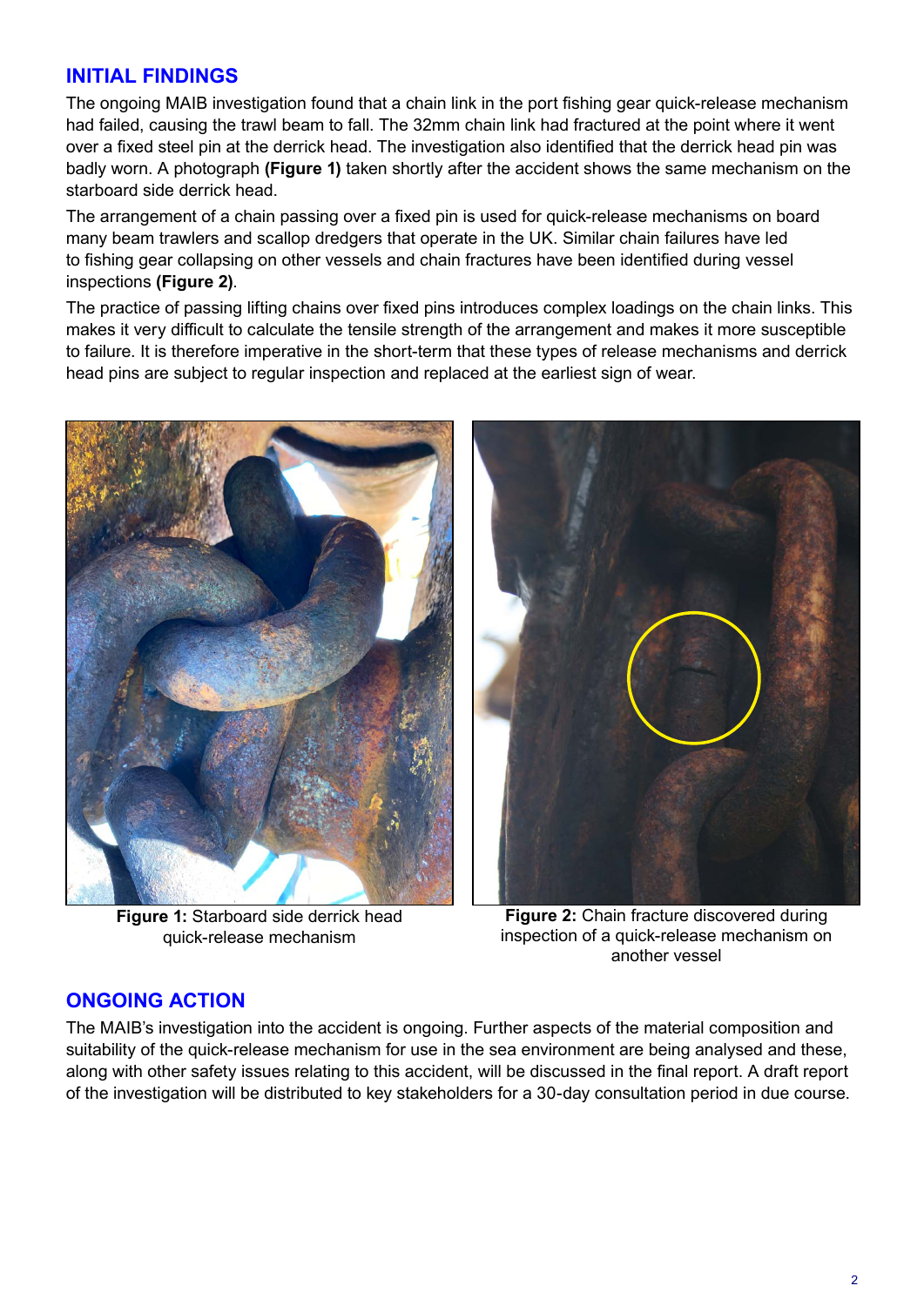## INITIAL FINDINGS

The ongoing MAIB investigation found that a chain link in the port fishing gear quick-release mechanism had failed, causing the trawl beam to fall. The 32mm chain link had fractured at the point where it went over a fixed steel pin at the derrick head. The investigation also identified that the derrick head pin was badly worn. A photograph **(Figure 1)** taken shortly after the accident shows the same mechanism on the starboard side derrick head.

The arrangement of a chain passing over a fixed pin is used for quick-release mechanisms on board many beam trawlers and scallop dredgers that operate in the UK. Similar chain failures have led to fishing gear collapsing on other vessels and chain fractures have been identified during vessel inspections **(Figure 2)**.

The practice of passing lifting chains over fixed pins introduces complex loadings on the chain links. This makes it very difficult to calculate the tensile strength of the arrangement and makes it more susceptible to failure. It is therefore imperative in the short-term that these types of release mechanisms and derrick head pins are subject to regular inspection and replaced at the earliest sign of wear.

**Figure 1:** Starboard side derrick head quick-release mechanism

**Figure 2:** Chain fracture discovered during inspection of a quick-release mechanism on another vessel

## ONGOING ACTION

The MAIB's investigation into the accident is ongoing. Further aspects of the material composition and suitability of the quick-release mechanism for use in the sea environment are being analysed and these, along with other safety issues relating to this accident, will be discussed in the final report. A draft report of the investigation will be distributed to key stakeholders for a 30-day consultation period in due course.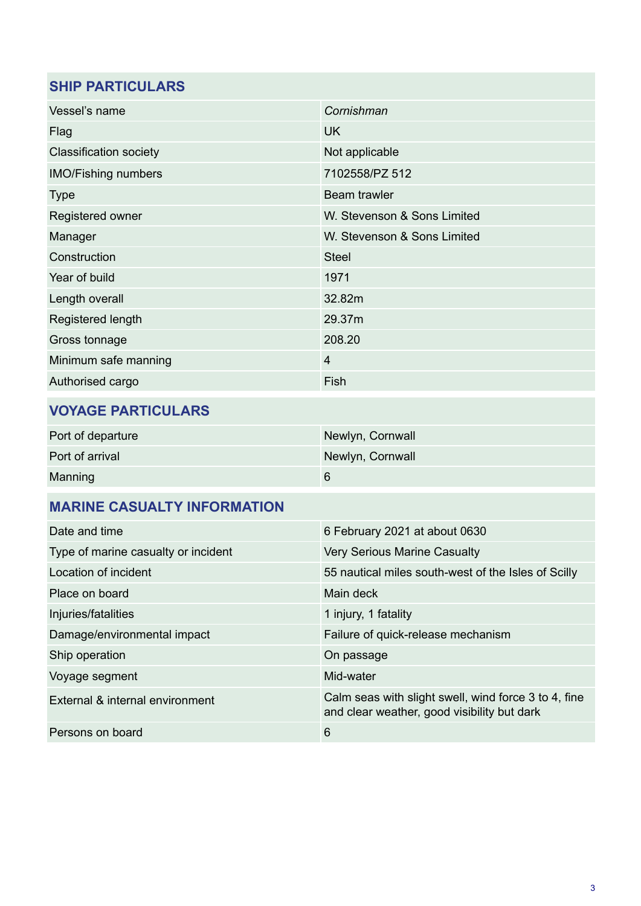## SHIP PARTICULARS

| | |
|---|---|
| Vessel's name | *Cornishman* |
| Flag | UK |
| Classification society | Not applicable |
| IMO/Fishing numbers | 7102558/PZ 512 |
| Type | Beam trawler |
| Registered owner | W. Stevenson & Sons Limited |
| Manager | W. Stevenson & Sons Limited |
| Construction | Steel |
| Year of build | 1971 |
| Length overall | 32.82m |
| Registered length | 29.37m |
| Gross tonnage | 208.20 |
| Minimum safe manning | 4 |
| Authorised cargo | Fish |

## VOYAGE PARTICULARS

| | |
|---|---|
| Port of departure | Newlyn, Cornwall |
| Port of arrival | Newlyn, Cornwall |
| Manning | 6 |

## MARINE CASUALTY INFORMATION

| | |
|---|---|
| Date and time | 6 February 2021 at about 0630 |
| Type of marine casualty or incident | Very Serious Marine Casualty |
| Location of incident | 55 nautical miles south-west of the Isles of Scilly |
| Place on board | Main deck |
| Injuries/fatalities | 1 injury, 1 fatality |
| Damage/environmental impact | Failure of quick-release mechanism |
| Ship operation | On passage |
| Voyage segment | Mid-water |
| External & internal environment | Calm seas with slight swell, wind force 3 to 4, fine and clear weather, good visibility but dark |
| Persons on board | 6 |